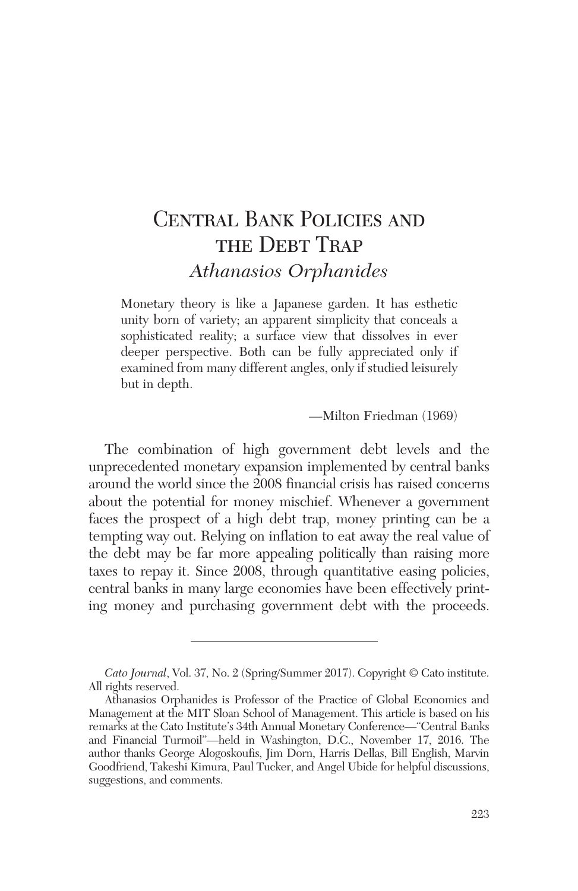# Central Bank Policies and the Debt Trap

*Athanasios Orphanides*

> Monetary theory is like a Japanese garden. It has esthetic unity born of variety; an apparent simplicity that conceals a sophisticated reality; a surface view that dissolves in ever deeper perspective. Both can be fully appreciated only if examined from many different angles, only if studied leisurely but in depth.
>
> —Milton Friedman (1969)

The combination of high government debt levels and the unprecedented monetary expansion implemented by central banks around the world since the 2008 financial crisis has raised concerns about the potential for money mischief. Whenever a government faces the prospect of a high debt trap, money printing can be a tempting way out. Relying on inflation to eat away the real value of the debt may be far more appealing politically than raising more taxes to repay it. Since 2008, through quantitative easing policies, central banks in many large economies have been effectively printing money and purchasing government debt with the proceeds.

---

*Cato Journal*, Vol. 37, No. 2 (Spring/Summer 2017). Copyright © Cato institute. All rights reserved.

Athanasios Orphanides is Professor of the Practice of Global Economics and Management at the MIT Sloan School of Management. This article is based on his remarks at the Cato Institute's 34th Annual Monetary Conference—"Central Banks and Financial Turmoil"—held in Washington, D.C., November 17, 2016. The author thanks George Alogoskoufis, Jim Dorn, Harris Dellas, Bill English, Marvin Goodfriend, Takeshi Kimura, Paul Tucker, and Angel Ubide for helpful discussions, suggestions, and comments.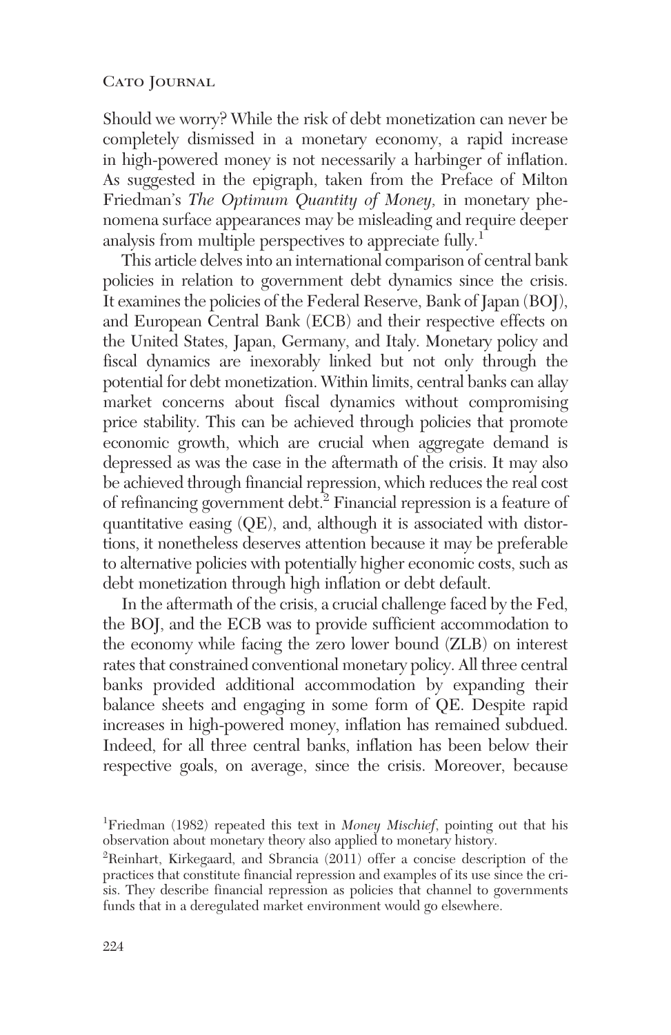Should we worry? While the risk of debt monetization can never be completely dismissed in a monetary economy, a rapid increase in high-powered money is not necessarily a harbinger of inflation. As suggested in the epigraph, taken from the Preface of Milton Friedman's *The Optimum Quantity of Money,* in monetary phenomena surface appearances may be misleading and require deeper analysis from multiple perspectives to appreciate fully.[1]

This article delves into an international comparison of central bank policies in relation to government debt dynamics since the crisis. It examines the policies of the Federal Reserve, Bank of Japan (BOJ), and European Central Bank (ECB) and their respective effects on the United States, Japan, Germany, and Italy. Monetary policy and fiscal dynamics are inexorably linked but not only through the potential for debt monetization. Within limits, central banks can allay market concerns about fiscal dynamics without compromising price stability. This can be achieved through policies that promote economic growth, which are crucial when aggregate demand is depressed as was the case in the aftermath of the crisis. It may also be achieved through financial repression, which reduces the real cost of refinancing government debt.[2] Financial repression is a feature of quantitative easing (QE), and, although it is associated with distortions, it nonetheless deserves attention because it may be preferable to alternative policies with potentially higher economic costs, such as debt monetization through high inflation or debt default.

In the aftermath of the crisis, a crucial challenge faced by the Fed, the BOJ, and the ECB was to provide sufficient accommodation to the economy while facing the zero lower bound (ZLB) on interest rates that constrained conventional monetary policy. All three central banks provided additional accommodation by expanding their balance sheets and engaging in some form of QE. Despite rapid increases in high-powered money, inflation has remained subdued. Indeed, for all three central banks, inflation has been below their respective goals, on average, since the crisis. Moreover, because

[1] Friedman (1982) repeated this text in *Money Mischief*, pointing out that his observation about monetary theory also applied to monetary history.

[2] Reinhart, Kirkegaard, and Sbrancia (2011) offer a concise description of the practices that constitute financial repression and examples of its use since the crisis. They describe financial repression as policies that channel to governments funds that in a deregulated market environment would go elsewhere.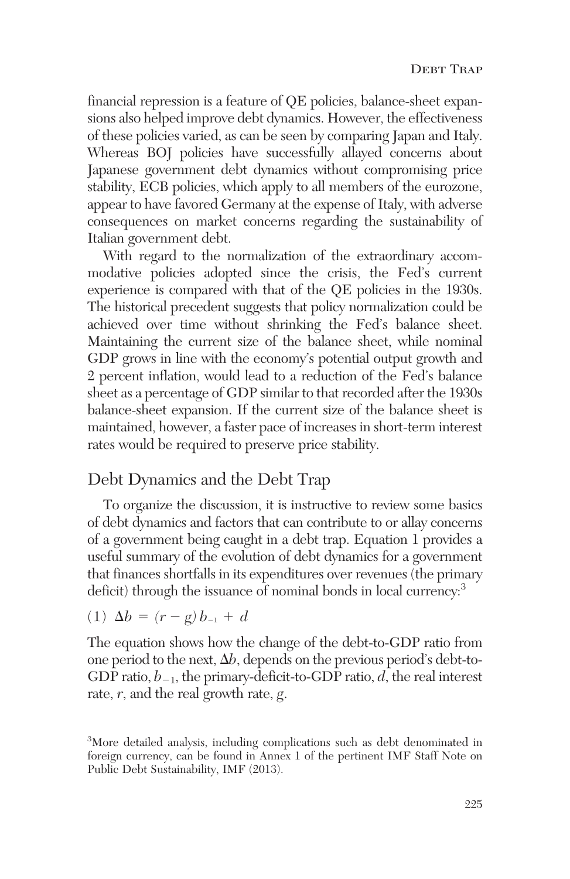financial repression is a feature of QE policies, balance-sheet expansions also helped improve debt dynamics. However, the effectiveness of these policies varied, as can be seen by comparing Japan and Italy. Whereas BOJ policies have successfully allayed concerns about Japanese government debt dynamics without compromising price stability, ECB policies, which apply to all members of the eurozone, appear to have favored Germany at the expense of Italy, with adverse consequences on market concerns regarding the sustainability of Italian government debt.

With regard to the normalization of the extraordinary accommodative policies adopted since the crisis, the Fed's current experience is compared with that of the QE policies in the 1930s. The historical precedent suggests that policy normalization could be achieved over time without shrinking the Fed's balance sheet. Maintaining the current size of the balance sheet, while nominal GDP grows in line with the economy's potential output growth and 2 percent inflation, would lead to a reduction of the Fed's balance sheet as a percentage of GDP similar to that recorded after the 1930s balance-sheet expansion. If the current size of the balance sheet is maintained, however, a faster pace of increases in short-term interest rates would be required to preserve price stability.

## Debt Dynamics and the Debt Trap

To organize the discussion, it is instructive to review some basics of debt dynamics and factors that can contribute to or allay concerns of a government being caught in a debt trap. Equation 1 provides a useful summary of the evolution of debt dynamics for a government that finances shortfalls in its expenditures over revenues (the primary deficit) through the issuance of nominal bonds in local currency:[3]

$$(1)\quad \Delta b = (r - g)\, b_{-1} + d$$

The equation shows how the change of the debt-to-GDP ratio from one period to the next, $\Delta b$, depends on the previous period's debt-to-GDP ratio, $b_{-1}$, the primary-deficit-to-GDP ratio, $d$, the real interest rate, $r$, and the real growth rate, $g$.

[3] More detailed analysis, including complications such as debt denominated in foreign currency, can be found in Annex 1 of the pertinent IMF Staff Note on Public Debt Sustainability, IMF (2013).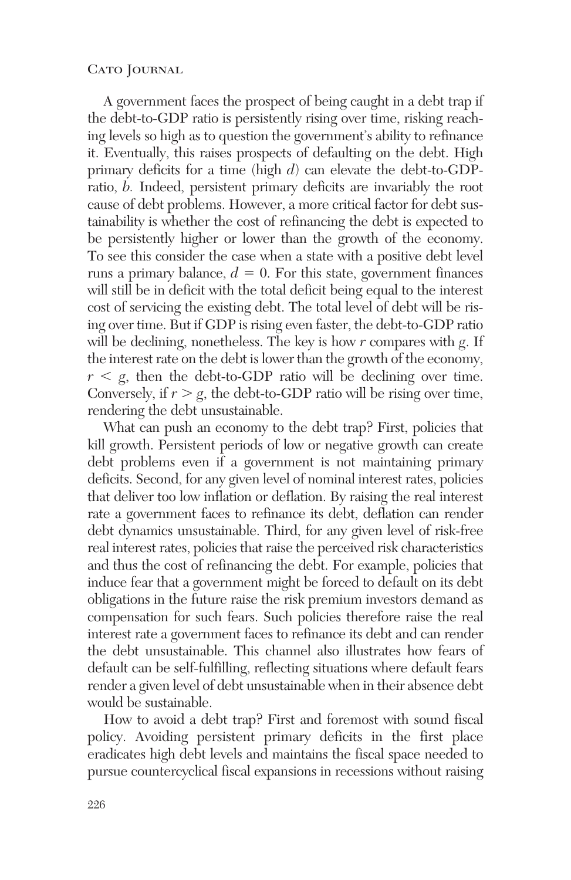A government faces the prospect of being caught in a debt trap if the debt-to-GDP ratio is persistently rising over time, risking reaching levels so high as to question the government's ability to refinance it. Eventually, this raises prospects of defaulting on the debt. High primary deficits for a time (high $d$) can elevate the debt-to-GDP-ratio, $b$. Indeed, persistent primary deficits are invariably the root cause of debt problems. However, a more critical factor for debt sustainability is whether the cost of refinancing the debt is expected to be persistently higher or lower than the growth of the economy. To see this consider the case when a state with a positive debt level runs a primary balance, $d = 0$. For this state, government finances will still be in deficit with the total deficit being equal to the interest cost of servicing the existing debt. The total level of debt will be rising over time. But if GDP is rising even faster, the debt-to-GDP ratio will be declining, nonetheless. The key is how $r$ compares with $g$. If the interest rate on the debt is lower than the growth of the economy, $r < g$, then the debt-to-GDP ratio will be declining over time. Conversely, if $r > g$, the debt-to-GDP ratio will be rising over time, rendering the debt unsustainable.

What can push an economy to the debt trap? First, policies that kill growth. Persistent periods of low or negative growth can create debt problems even if a government is not maintaining primary deficits. Second, for any given level of nominal interest rates, policies that deliver too low inflation or deflation. By raising the real interest rate a government faces to refinance its debt, deflation can render debt dynamics unsustainable. Third, for any given level of risk-free real interest rates, policies that raise the perceived risk characteristics and thus the cost of refinancing the debt. For example, policies that induce fear that a government might be forced to default on its debt obligations in the future raise the risk premium investors demand as compensation for such fears. Such policies therefore raise the real interest rate a government faces to refinance its debt and can render the debt unsustainable. This channel also illustrates how fears of default can be self-fulfilling, reflecting situations where default fears render a given level of debt unsustainable when in their absence debt would be sustainable.

How to avoid a debt trap? First and foremost with sound fiscal policy. Avoiding persistent primary deficits in the first place eradicates high debt levels and maintains the fiscal space needed to pursue countercyclical fiscal expansions in recessions without raising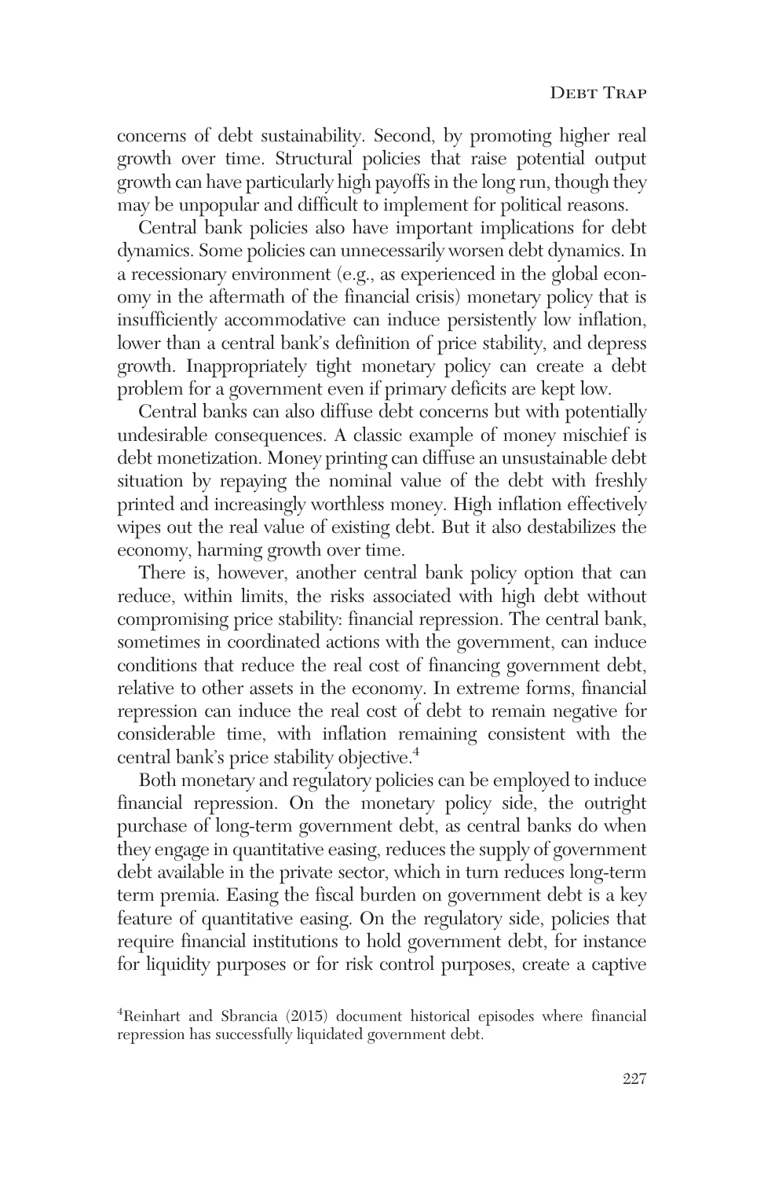concerns of debt sustainability. Second, by promoting higher real growth over time. Structural policies that raise potential output growth can have particularly high payoffs in the long run, though they may be unpopular and difficult to implement for political reasons.

Central bank policies also have important implications for debt dynamics. Some policies can unnecessarily worsen debt dynamics. In a recessionary environment (e.g., as experienced in the global economy in the aftermath of the financial crisis) monetary policy that is insufficiently accommodative can induce persistently low inflation, lower than a central bank's definition of price stability, and depress growth. Inappropriately tight monetary policy can create a debt problem for a government even if primary deficits are kept low.

Central banks can also diffuse debt concerns but with potentially undesirable consequences. A classic example of money mischief is debt monetization. Money printing can diffuse an unsustainable debt situation by repaying the nominal value of the debt with freshly printed and increasingly worthless money. High inflation effectively wipes out the real value of existing debt. But it also destabilizes the economy, harming growth over time.

There is, however, another central bank policy option that can reduce, within limits, the risks associated with high debt without compromising price stability: financial repression. The central bank, sometimes in coordinated actions with the government, can induce conditions that reduce the real cost of financing government debt, relative to other assets in the economy. In extreme forms, financial repression can induce the real cost of debt to remain negative for considerable time, with inflation remaining consistent with the central bank's price stability objective.[4]

Both monetary and regulatory policies can be employed to induce financial repression. On the monetary policy side, the outright purchase of long-term government debt, as central banks do when they engage in quantitative easing, reduces the supply of government debt available in the private sector, which in turn reduces long-term term premia. Easing the fiscal burden on government debt is a key feature of quantitative easing. On the regulatory side, policies that require financial institutions to hold government debt, for instance for liquidity purposes or for risk control purposes, create a captive

[4]Reinhart and Sbrancia (2015) document historical episodes where financial repression has successfully liquidated government debt.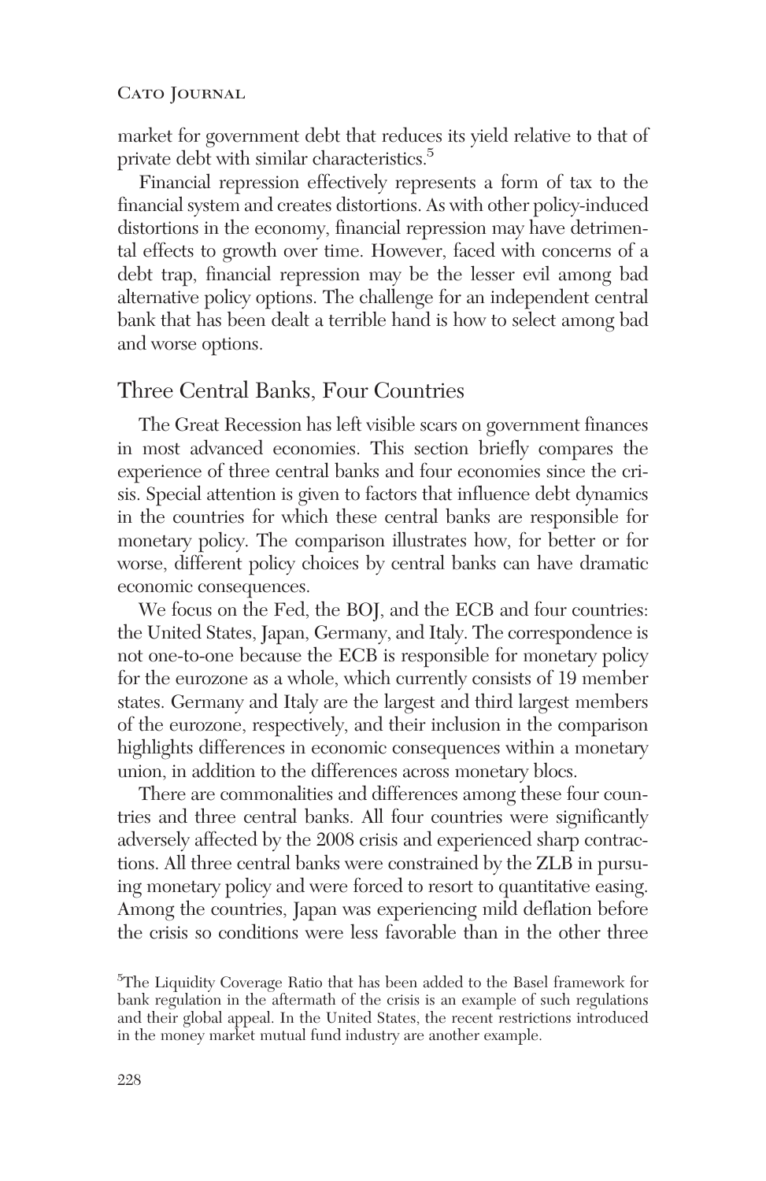market for government debt that reduces its yield relative to that of private debt with similar characteristics.[5]

Financial repression effectively represents a form of tax to the financial system and creates distortions. As with other policy-induced distortions in the economy, financial repression may have detrimental effects to growth over time. However, faced with concerns of a debt trap, financial repression may be the lesser evil among bad alternative policy options. The challenge for an independent central bank that has been dealt a terrible hand is how to select among bad and worse options.

## Three Central Banks, Four Countries

The Great Recession has left visible scars on government finances in most advanced economies. This section briefly compares the experience of three central banks and four economies since the crisis. Special attention is given to factors that influence debt dynamics in the countries for which these central banks are responsible for monetary policy. The comparison illustrates how, for better or for worse, different policy choices by central banks can have dramatic economic consequences.

We focus on the Fed, the BOJ, and the ECB and four countries: the United States, Japan, Germany, and Italy. The correspondence is not one-to-one because the ECB is responsible for monetary policy for the eurozone as a whole, which currently consists of 19 member states. Germany and Italy are the largest and third largest members of the eurozone, respectively, and their inclusion in the comparison highlights differences in economic consequences within a monetary union, in addition to the differences across monetary blocs.

There are commonalities and differences among these four countries and three central banks. All four countries were significantly adversely affected by the 2008 crisis and experienced sharp contractions. All three central banks were constrained by the ZLB in pursuing monetary policy and were forced to resort to quantitative easing. Among the countries, Japan was experiencing mild deflation before the crisis so conditions were less favorable than in the other three

[5]The Liquidity Coverage Ratio that has been added to the Basel framework for bank regulation in the aftermath of the crisis is an example of such regulations and their global appeal. In the United States, the recent restrictions introduced in the money market mutual fund industry are another example.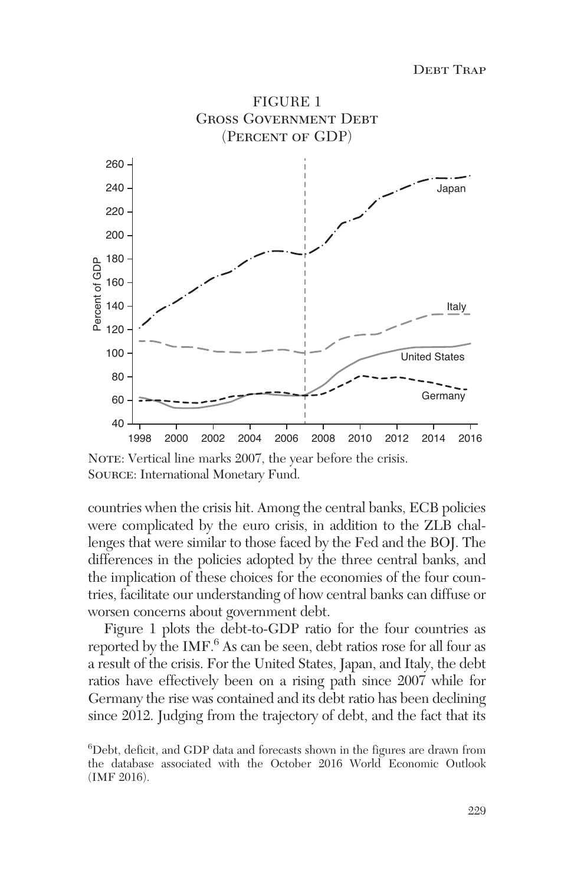FIGURE 1
Gross Government Debt
(Percent of GDP)

Note: Vertical line marks 2007, the year before the crisis.
Source: International Monetary Fund.

countries when the crisis hit. Among the central banks, ECB policies were complicated by the euro crisis, in addition to the ZLB challenges that were similar to those faced by the Fed and the BOJ. The differences in the policies adopted by the three central banks, and the implication of these choices for the economies of the four countries, facilitate our understanding of how central banks can diffuse or worsen concerns about government debt.

Figure 1 plots the debt-to-GDP ratio for the four countries as reported by the IMF.[6] As can be seen, debt ratios rose for all four as a result of the crisis. For the United States, Japan, and Italy, the debt ratios have effectively been on a rising path since 2007 while for Germany the rise was contained and its debt ratio has been declining since 2012. Judging from the trajectory of debt, and the fact that its

[6]Debt, deficit, and GDP data and forecasts shown in the figures are drawn from the database associated with the October 2016 World Economic Outlook (IMF 2016).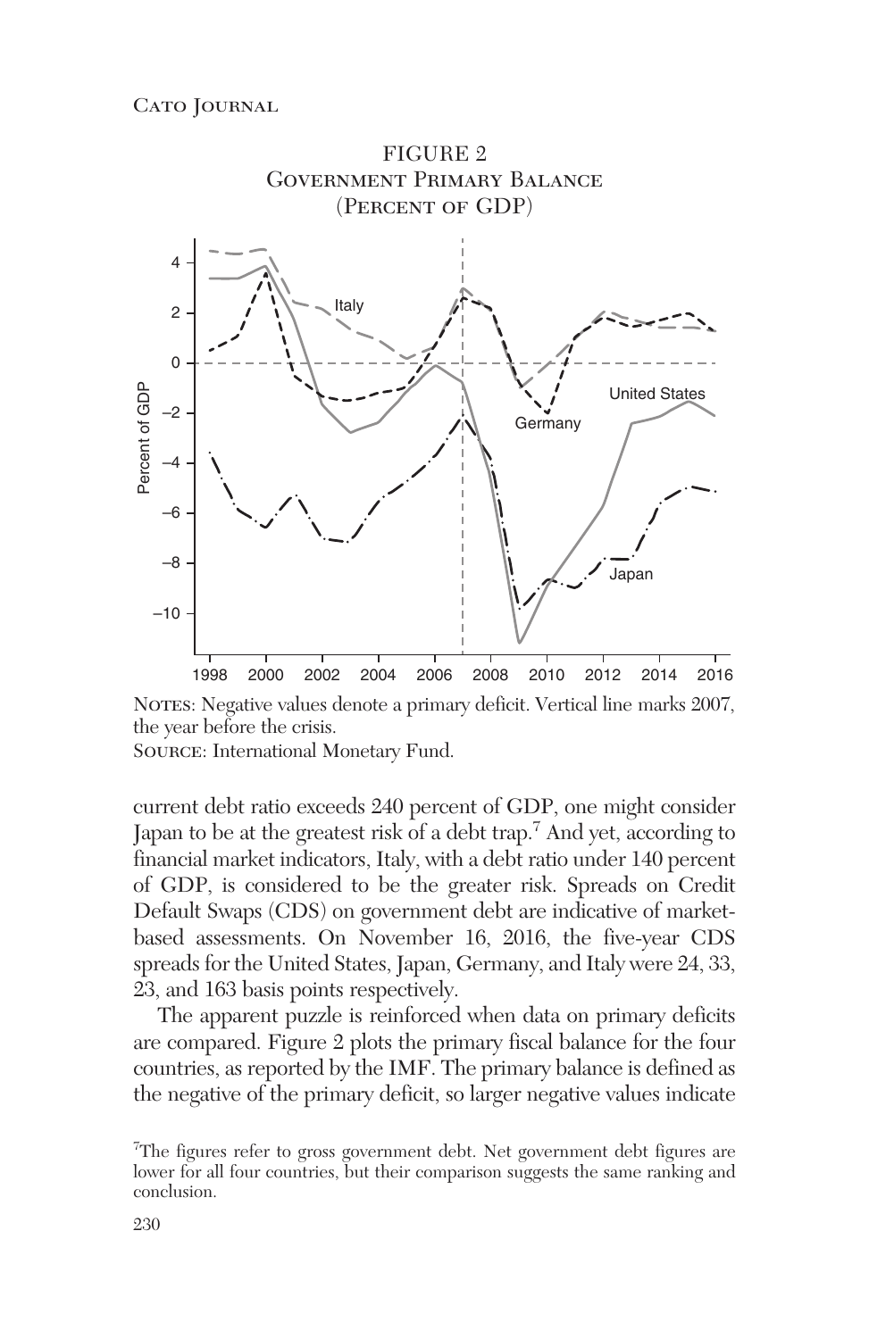FIGURE 2
Government Primary Balance
(Percent of GDP)

Notes: Negative values denote a primary deficit. Vertical line marks 2007, the year before the crisis.

Source: International Monetary Fund.

current debt ratio exceeds 240 percent of GDP, one might consider Japan to be at the greatest risk of a debt trap.[7] And yet, according to financial market indicators, Italy, with a debt ratio under 140 percent of GDP, is considered to be the greater risk. Spreads on Credit Default Swaps (CDS) on government debt are indicative of market-based assessments. On November 16, 2016, the five-year CDS spreads for the United States, Japan, Germany, and Italy were 24, 33, 23, and 163 basis points respectively.

The apparent puzzle is reinforced when data on primary deficits are compared. Figure 2 plots the primary fiscal balance for the four countries, as reported by the IMF. The primary balance is defined as the negative of the primary deficit, so larger negative values indicate

[7]The figures refer to gross government debt. Net government debt figures are lower for all four countries, but their comparison suggests the same ranking and conclusion.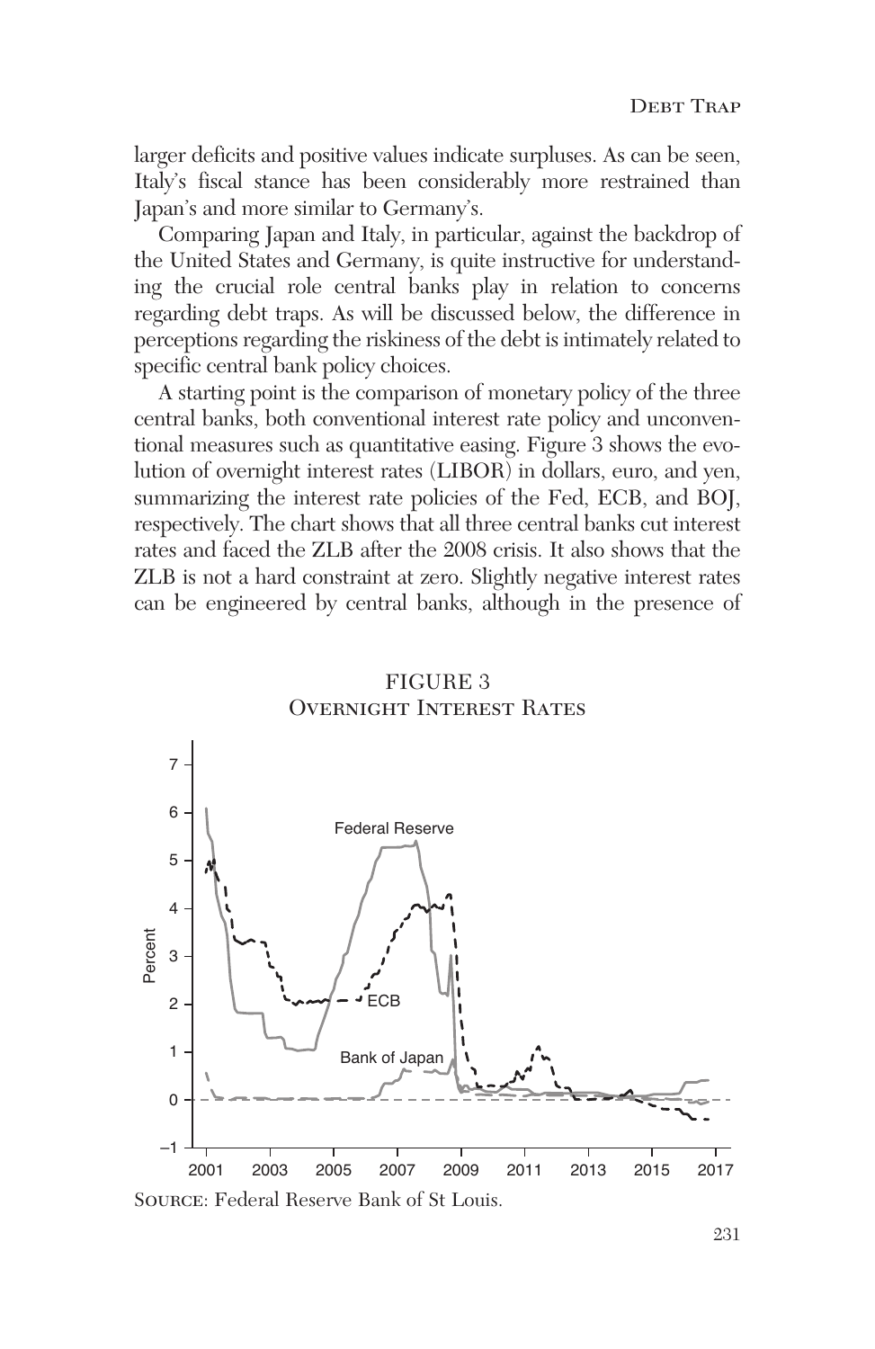larger deficits and positive values indicate surpluses. As can be seen, Italy's fiscal stance has been considerably more restrained than Japan's and more similar to Germany's.

Comparing Japan and Italy, in particular, against the backdrop of the United States and Germany, is quite instructive for understanding the crucial role central banks play in relation to concerns regarding debt traps. As will be discussed below, the difference in perceptions regarding the riskiness of the debt is intimately related to specific central bank policy choices.

A starting point is the comparison of monetary policy of the three central banks, both conventional interest rate policy and unconventional measures such as quantitative easing. Figure 3 shows the evolution of overnight interest rates (LIBOR) in dollars, euro, and yen, summarizing the interest rate policies of the Fed, ECB, and BOJ, respectively. The chart shows that all three central banks cut interest rates and faced the ZLB after the 2008 crisis. It also shows that the ZLB is not a hard constraint at zero. Slightly negative interest rates can be engineered by central banks, although in the presence of

FIGURE 3
Overnight Interest Rates

Source: Federal Reserve Bank of St Louis.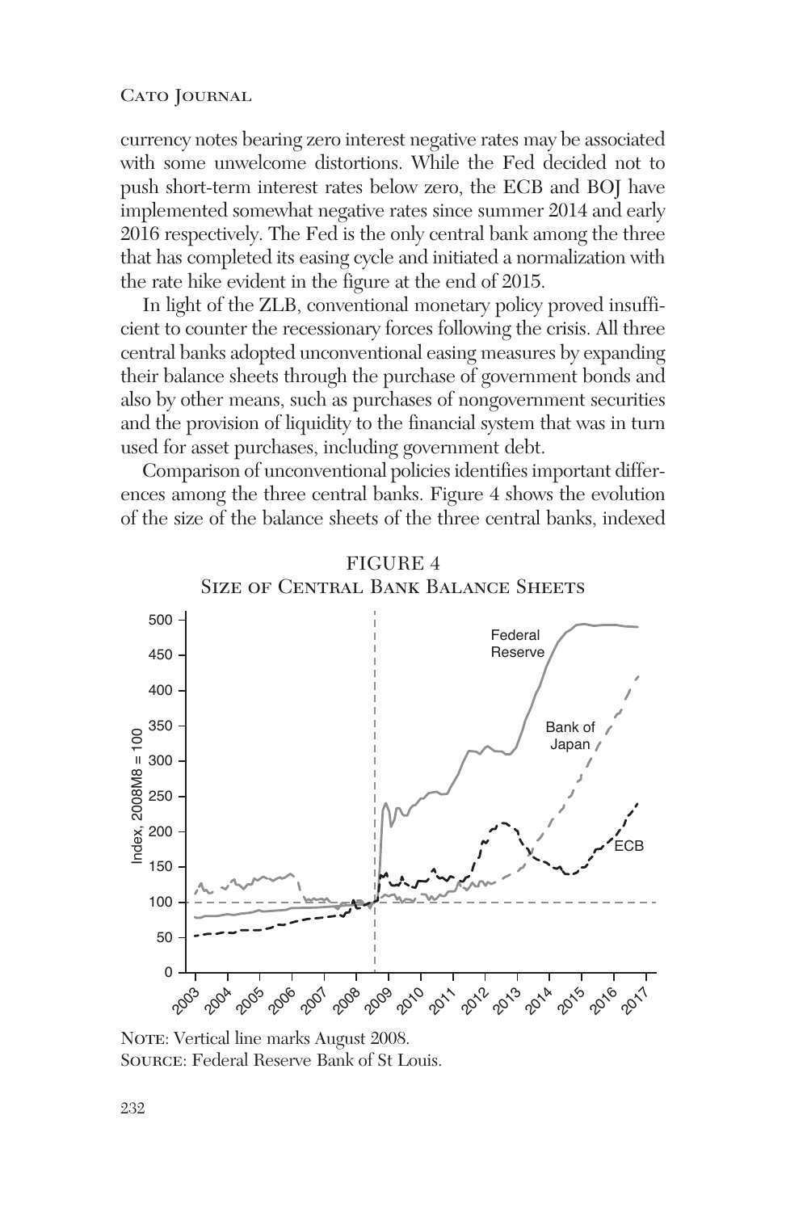currency notes bearing zero interest negative rates may be associated with some unwelcome distortions. While the Fed decided not to push short-term interest rates below zero, the ECB and BOJ have implemented somewhat negative rates since summer 2014 and early 2016 respectively. The Fed is the only central bank among the three that has completed its easing cycle and initiated a normalization with the rate hike evident in the figure at the end of 2015.

In light of the ZLB, conventional monetary policy proved insufficient to counter the recessionary forces following the crisis. All three central banks adopted unconventional easing measures by expanding their balance sheets through the purchase of government bonds and also by other means, such as purchases of nongovernment securities and the provision of liquidity to the financial system that was in turn used for asset purchases, including government debt.

Comparison of unconventional policies identifies important differences among the three central banks. Figure 4 shows the evolution of the size of the balance sheets of the three central banks, indexed

FIGURE 4
Size of Central Bank Balance Sheets

Note: Vertical line marks August 2008.
Source: Federal Reserve Bank of St Louis.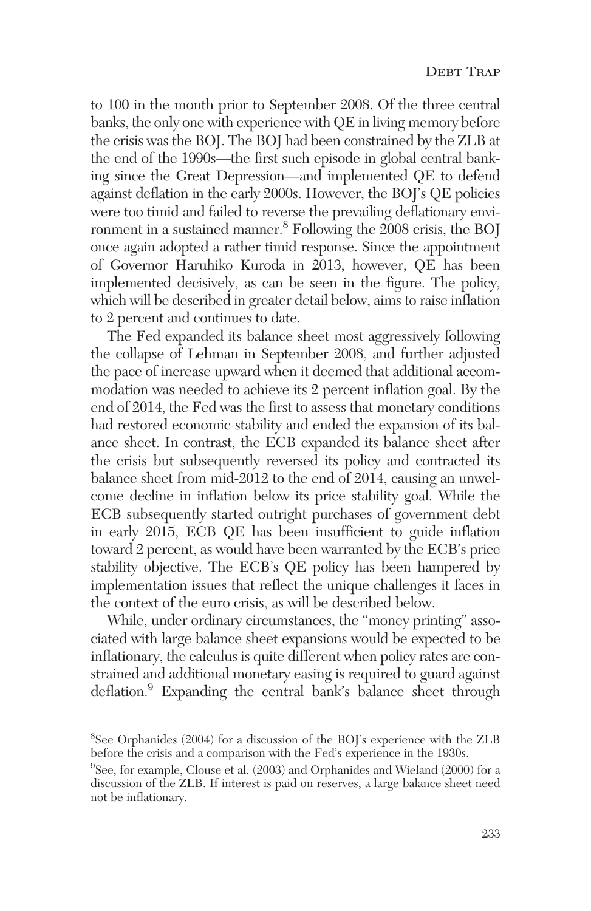to 100 in the month prior to September 2008. Of the three central banks, the only one with experience with QE in living memory before the crisis was the BOJ. The BOJ had been constrained by the ZLB at the end of the 1990s—the first such episode in global central banking since the Great Depression—and implemented QE to defend against deflation in the early 2000s. However, the BOJ's QE policies were too timid and failed to reverse the prevailing deflationary environment in a sustained manner.[8] Following the 2008 crisis, the BOJ once again adopted a rather timid response. Since the appointment of Governor Haruhiko Kuroda in 2013, however, QE has been implemented decisively, as can be seen in the figure. The policy, which will be described in greater detail below, aims to raise inflation to 2 percent and continues to date.

The Fed expanded its balance sheet most aggressively following the collapse of Lehman in September 2008, and further adjusted the pace of increase upward when it deemed that additional accommodation was needed to achieve its 2 percent inflation goal. By the end of 2014, the Fed was the first to assess that monetary conditions had restored economic stability and ended the expansion of its balance sheet. In contrast, the ECB expanded its balance sheet after the crisis but subsequently reversed its policy and contracted its balance sheet from mid-2012 to the end of 2014, causing an unwelcome decline in inflation below its price stability goal. While the ECB subsequently started outright purchases of government debt in early 2015, ECB QE has been insufficient to guide inflation toward 2 percent, as would have been warranted by the ECB's price stability objective. The ECB's QE policy has been hampered by implementation issues that reflect the unique challenges it faces in the context of the euro crisis, as will be described below.

While, under ordinary circumstances, the "money printing" associated with large balance sheet expansions would be expected to be inflationary, the calculus is quite different when policy rates are constrained and additional monetary easing is required to guard against deflation.[9] Expanding the central bank's balance sheet through

[8] See Orphanides (2004) for a discussion of the BOJ's experience with the ZLB before the crisis and a comparison with the Fed's experience in the 1930s.

[9] See, for example, Clouse et al. (2003) and Orphanides and Wieland (2000) for a discussion of the ZLB. If interest is paid on reserves, a large balance sheet need not be inflationary.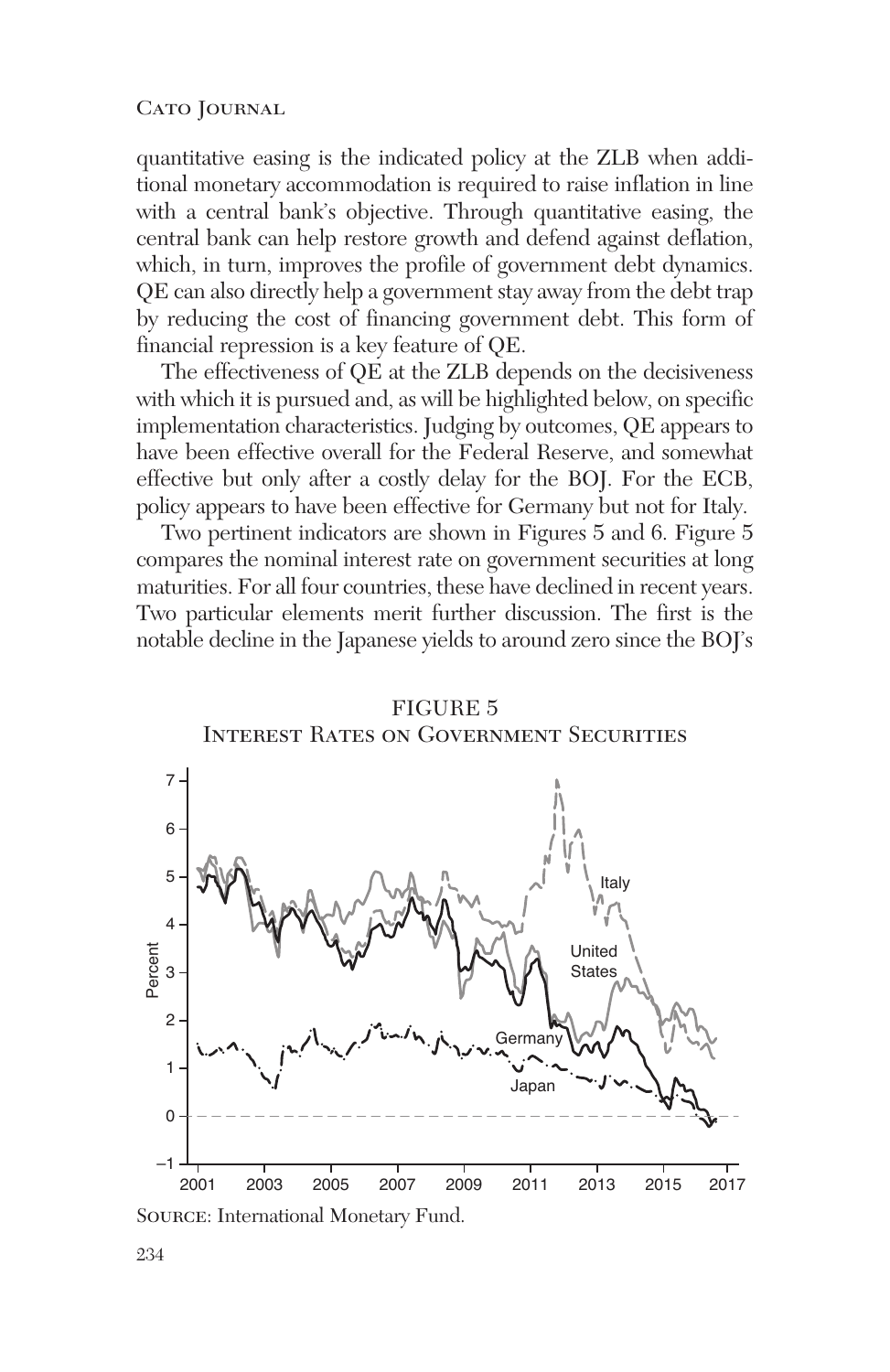quantitative easing is the indicated policy at the ZLB when additional monetary accommodation is required to raise inflation in line with a central bank's objective. Through quantitative easing, the central bank can help restore growth and defend against deflation, which, in turn, improves the profile of government debt dynamics. QE can also directly help a government stay away from the debt trap by reducing the cost of financing government debt. This form of financial repression is a key feature of QE.

The effectiveness of QE at the ZLB depends on the decisiveness with which it is pursued and, as will be highlighted below, on specific implementation characteristics. Judging by outcomes, QE appears to have been effective overall for the Federal Reserve, and somewhat effective but only after a costly delay for the BOJ. For the ECB, policy appears to have been effective for Germany but not for Italy.

Two pertinent indicators are shown in Figures 5 and 6. Figure 5 compares the nominal interest rate on government securities at long maturities. For all four countries, these have declined in recent years. Two particular elements merit further discussion. The first is the notable decline in the Japanese yields to around zero since the BOJ's

FIGURE 5
INTEREST RATES ON GOVERNMENT SECURITIES

SOURCE: International Monetary Fund.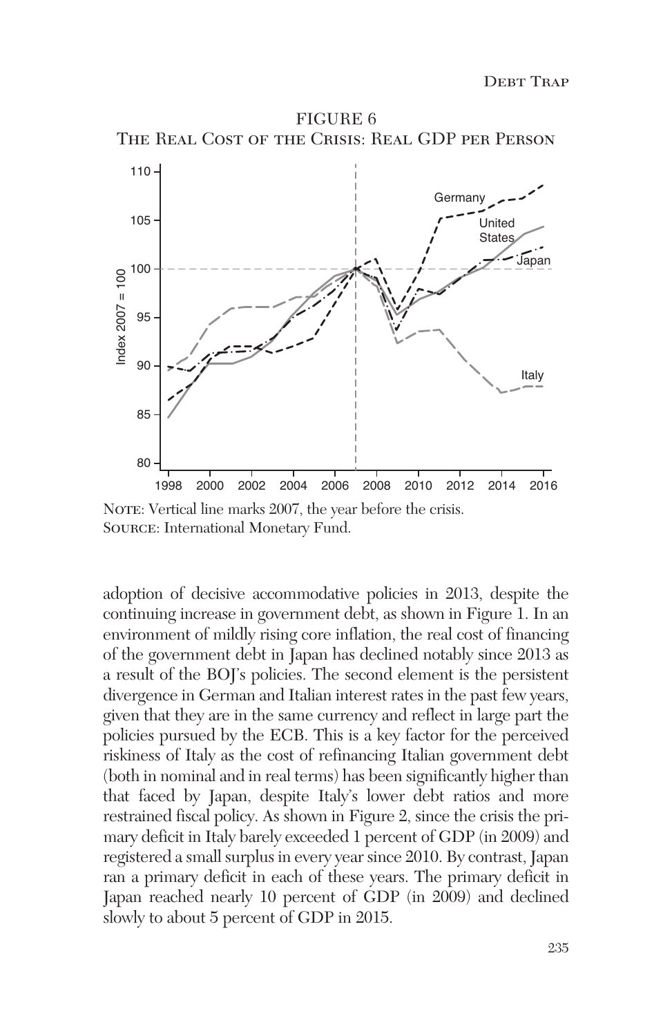FIGURE 6
The Real Cost of the Crisis: Real GDP per Person

Note: Vertical line marks 2007, the year before the crisis.
Source: International Monetary Fund.

adoption of decisive accommodative policies in 2013, despite the continuing increase in government debt, as shown in Figure 1. In an environment of mildly rising core inflation, the real cost of financing of the government debt in Japan has declined notably since 2013 as a result of the BOJ's policies. The second element is the persistent divergence in German and Italian interest rates in the past few years, given that they are in the same currency and reflect in large part the policies pursued by the ECB. This is a key factor for the perceived riskiness of Italy as the cost of refinancing Italian government debt (both in nominal and in real terms) has been significantly higher than that faced by Japan, despite Italy's lower debt ratios and more restrained fiscal policy. As shown in Figure 2, since the crisis the primary deficit in Italy barely exceeded 1 percent of GDP (in 2009) and registered a small surplus in every year since 2010. By contrast, Japan ran a primary deficit in each of these years. The primary deficit in Japan reached nearly 10 percent of GDP (in 2009) and declined slowly to about 5 percent of GDP in 2015.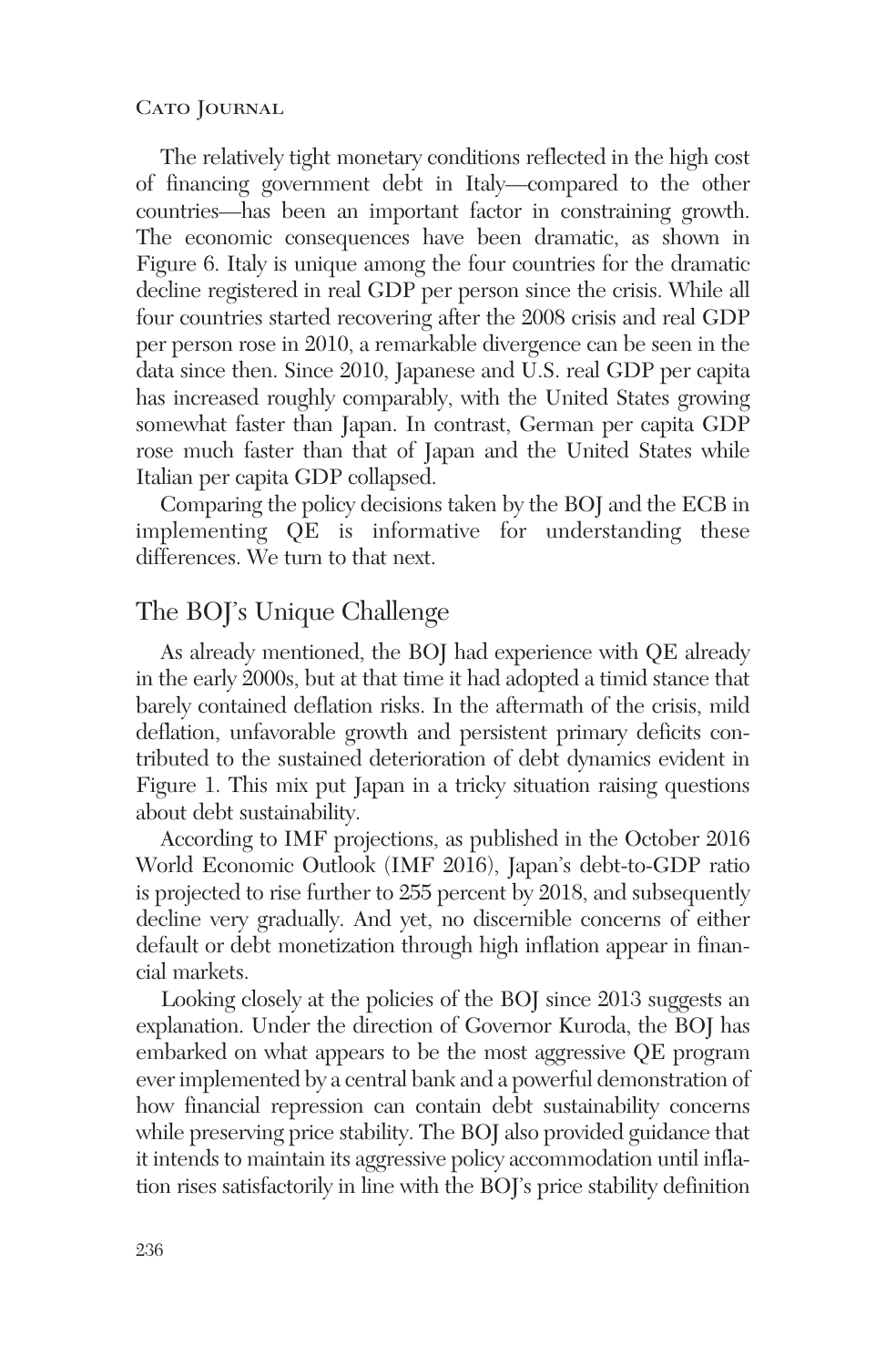The relatively tight monetary conditions reflected in the high cost of financing government debt in Italy—compared to the other countries—has been an important factor in constraining growth. The economic consequences have been dramatic, as shown in Figure 6. Italy is unique among the four countries for the dramatic decline registered in real GDP per person since the crisis. While all four countries started recovering after the 2008 crisis and real GDP per person rose in 2010, a remarkable divergence can be seen in the data since then. Since 2010, Japanese and U.S. real GDP per capita has increased roughly comparably, with the United States growing somewhat faster than Japan. In contrast, German per capita GDP rose much faster than that of Japan and the United States while Italian per capita GDP collapsed.

Comparing the policy decisions taken by the BOJ and the ECB in implementing QE is informative for understanding these differences. We turn to that next.

## The BOJ's Unique Challenge

As already mentioned, the BOJ had experience with QE already in the early 2000s, but at that time it had adopted a timid stance that barely contained deflation risks. In the aftermath of the crisis, mild deflation, unfavorable growth and persistent primary deficits contributed to the sustained deterioration of debt dynamics evident in Figure 1. This mix put Japan in a tricky situation raising questions about debt sustainability.

According to IMF projections, as published in the October 2016 World Economic Outlook (IMF 2016), Japan's debt-to-GDP ratio is projected to rise further to 255 percent by 2018, and subsequently decline very gradually. And yet, no discernible concerns of either default or debt monetization through high inflation appear in financial markets.

Looking closely at the policies of the BOJ since 2013 suggests an explanation. Under the direction of Governor Kuroda, the BOJ has embarked on what appears to be the most aggressive QE program ever implemented by a central bank and a powerful demonstration of how financial repression can contain debt sustainability concerns while preserving price stability. The BOJ also provided guidance that it intends to maintain its aggressive policy accommodation until inflation rises satisfactorily in line with the BOJ's price stability definition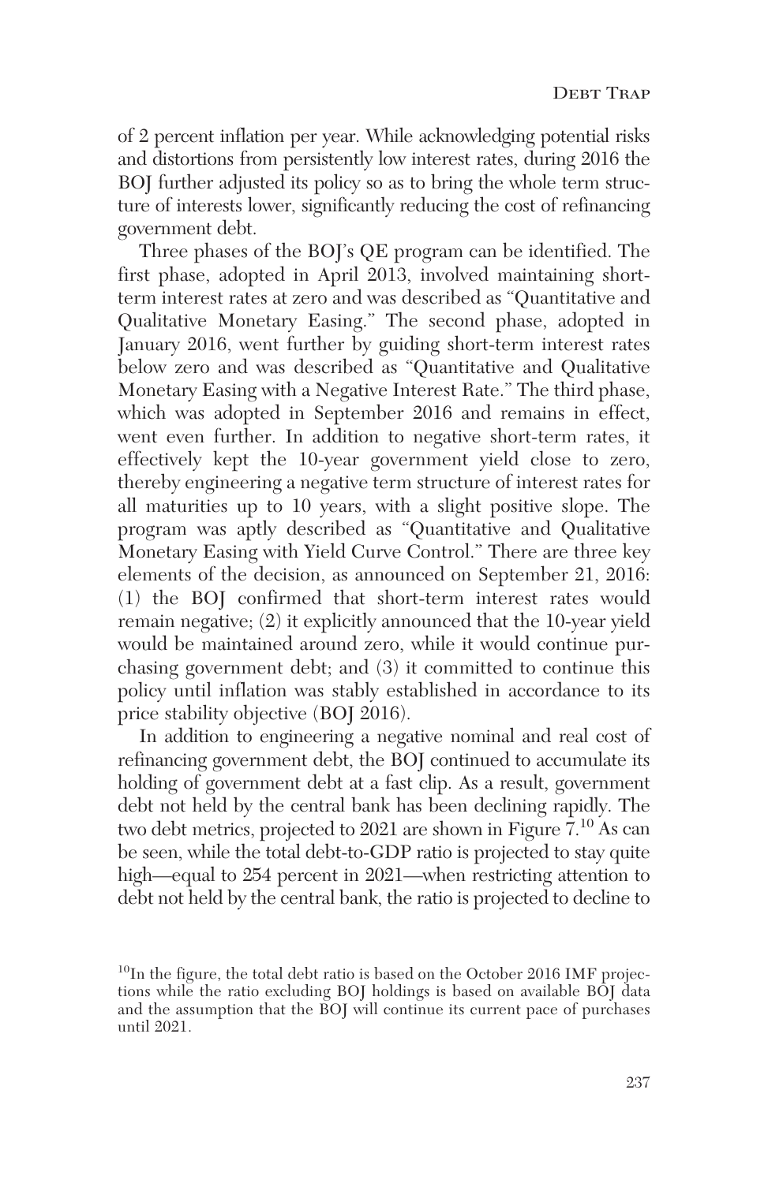of 2 percent inflation per year. While acknowledging potential risks and distortions from persistently low interest rates, during 2016 the BOJ further adjusted its policy so as to bring the whole term structure of interests lower, significantly reducing the cost of refinancing government debt.

Three phases of the BOJ's QE program can be identified. The first phase, adopted in April 2013, involved maintaining short-term interest rates at zero and was described as "Quantitative and Qualitative Monetary Easing." The second phase, adopted in January 2016, went further by guiding short-term interest rates below zero and was described as "Quantitative and Qualitative Monetary Easing with a Negative Interest Rate." The third phase, which was adopted in September 2016 and remains in effect, went even further. In addition to negative short-term rates, it effectively kept the 10-year government yield close to zero, thereby engineering a negative term structure of interest rates for all maturities up to 10 years, with a slight positive slope. The program was aptly described as "Quantitative and Qualitative Monetary Easing with Yield Curve Control." There are three key elements of the decision, as announced on September 21, 2016: (1) the BOJ confirmed that short-term interest rates would remain negative; (2) it explicitly announced that the 10-year yield would be maintained around zero, while it would continue purchasing government debt; and (3) it committed to continue this policy until inflation was stably established in accordance to its price stability objective (BOJ 2016).

In addition to engineering a negative nominal and real cost of refinancing government debt, the BOJ continued to accumulate its holding of government debt at a fast clip. As a result, government debt not held by the central bank has been declining rapidly. The two debt metrics, projected to 2021 are shown in Figure 7.[10] As can be seen, while the total debt-to-GDP ratio is projected to stay quite high—equal to 254 percent in 2021—when restricting attention to debt not held by the central bank, the ratio is projected to decline to

[10] In the figure, the total debt ratio is based on the October 2016 IMF projections while the ratio excluding BOJ holdings is based on available BOJ data and the assumption that the BOJ will continue its current pace of purchases until 2021.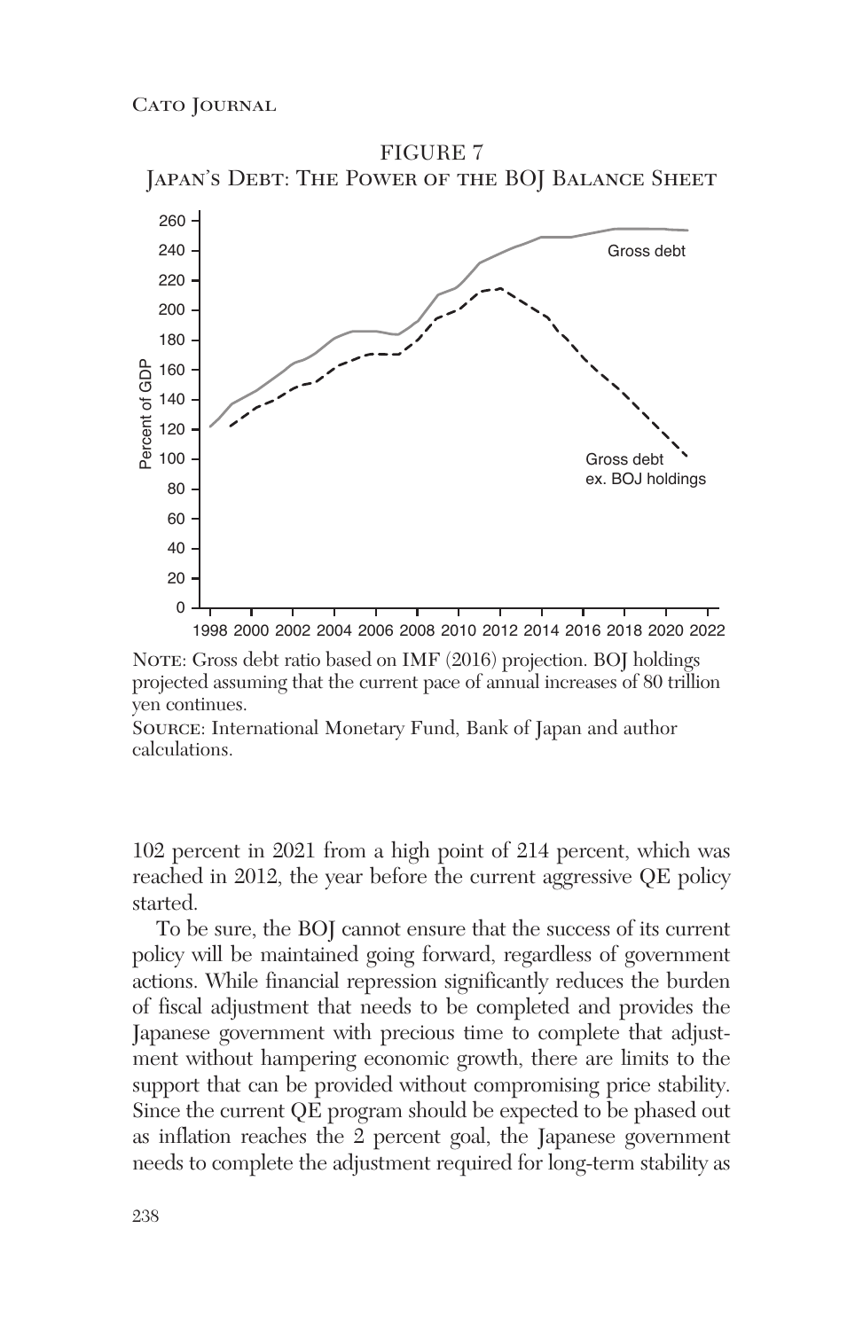FIGURE 7

Japan's Debt: The Power of the BOJ Balance Sheet

Note: Gross debt ratio based on IMF (2016) projection. BOJ holdings projected assuming that the current pace of annual increases of 80 trillion yen continues.

Source: International Monetary Fund, Bank of Japan and author calculations.

102 percent in 2021 from a high point of 214 percent, which was reached in 2012, the year before the current aggressive QE policy started.

To be sure, the BOJ cannot ensure that the success of its current policy will be maintained going forward, regardless of government actions. While financial repression significantly reduces the burden of fiscal adjustment that needs to be completed and provides the Japanese government with precious time to complete that adjustment without hampering economic growth, there are limits to the support that can be provided without compromising price stability. Since the current QE program should be expected to be phased out as inflation reaches the 2 percent goal, the Japanese government needs to complete the adjustment required for long-term stability as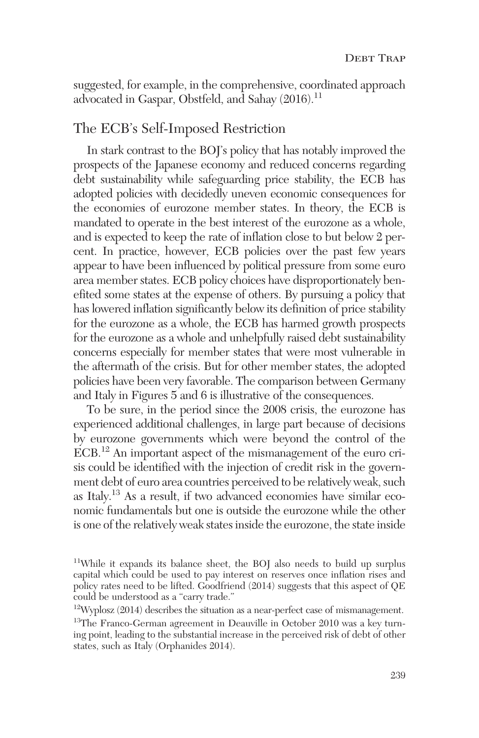suggested, for example, in the comprehensive, coordinated approach advocated in Gaspar, Obstfeld, and Sahay (2016).[11]

## The ECB's Self-Imposed Restriction

In stark contrast to the BOJ's policy that has notably improved the prospects of the Japanese economy and reduced concerns regarding debt sustainability while safeguarding price stability, the ECB has adopted policies with decidedly uneven economic consequences for the economies of eurozone member states. In theory, the ECB is mandated to operate in the best interest of the eurozone as a whole, and is expected to keep the rate of inflation close to but below 2 percent. In practice, however, ECB policies over the past few years appear to have been influenced by political pressure from some euro area member states. ECB policy choices have disproportionately benefited some states at the expense of others. By pursuing a policy that has lowered inflation significantly below its definition of price stability for the eurozone as a whole, the ECB has harmed growth prospects for the eurozone as a whole and unhelpfully raised debt sustainability concerns especially for member states that were most vulnerable in the aftermath of the crisis. But for other member states, the adopted policies have been very favorable. The comparison between Germany and Italy in Figures 5 and 6 is illustrative of the consequences.

To be sure, in the period since the 2008 crisis, the eurozone has experienced additional challenges, in large part because of decisions by eurozone governments which were beyond the control of the ECB.[12] An important aspect of the mismanagement of the euro crisis could be identified with the injection of credit risk in the government debt of euro area countries perceived to be relatively weak, such as Italy.[13] As a result, if two advanced economies have similar economic fundamentals but one is outside the eurozone while the other is one of the relatively weak states inside the eurozone, the state inside

[11] While it expands its balance sheet, the BOJ also needs to build up surplus capital which could be used to pay interest on reserves once inflation rises and policy rates need to be lifted. Goodfriend (2014) suggests that this aspect of QE could be understood as a "carry trade."

[12] Wyplosz (2014) describes the situation as a near-perfect case of mismanagement.

[13] The Franco-German agreement in Deauville in October 2010 was a key turning point, leading to the substantial increase in the perceived risk of debt of other states, such as Italy (Orphanides 2014).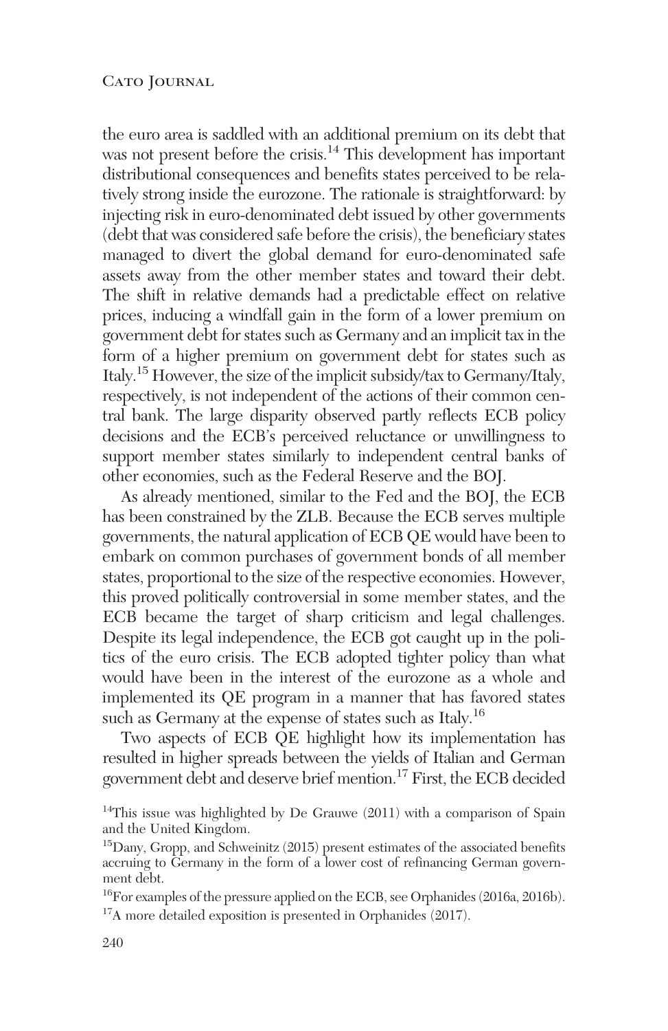the euro area is saddled with an additional premium on its debt that was not present before the crisis.[14] This development has important distributional consequences and benefits states perceived to be relatively strong inside the eurozone. The rationale is straightforward: by injecting risk in euro-denominated debt issued by other governments (debt that was considered safe before the crisis), the beneficiary states managed to divert the global demand for euro-denominated safe assets away from the other member states and toward their debt. The shift in relative demands had a predictable effect on relative prices, inducing a windfall gain in the form of a lower premium on government debt for states such as Germany and an implicit tax in the form of a higher premium on government debt for states such as Italy.[15] However, the size of the implicit subsidy/tax to Germany/Italy, respectively, is not independent of the actions of their common central bank. The large disparity observed partly reflects ECB policy decisions and the ECB's perceived reluctance or unwillingness to support member states similarly to independent central banks of other economies, such as the Federal Reserve and the BOJ.

As already mentioned, similar to the Fed and the BOJ, the ECB has been constrained by the ZLB. Because the ECB serves multiple governments, the natural application of ECB QE would have been to embark on common purchases of government bonds of all member states, proportional to the size of the respective economies. However, this proved politically controversial in some member states, and the ECB became the target of sharp criticism and legal challenges. Despite its legal independence, the ECB got caught up in the politics of the euro crisis. The ECB adopted tighter policy than what would have been in the interest of the eurozone as a whole and implemented its QE program in a manner that has favored states such as Germany at the expense of states such as Italy.[16]

Two aspects of ECB QE highlight how its implementation has resulted in higher spreads between the yields of Italian and German government debt and deserve brief mention.[17] First, the ECB decided

[14]This issue was highlighted by De Grauwe (2011) with a comparison of Spain and the United Kingdom.

[15]Dany, Gropp, and Schweinitz (2015) present estimates of the associated benefits accruing to Germany in the form of a lower cost of refinancing German government debt.

[16]For examples of the pressure applied on the ECB, see Orphanides (2016a, 2016b).

[17]A more detailed exposition is presented in Orphanides (2017).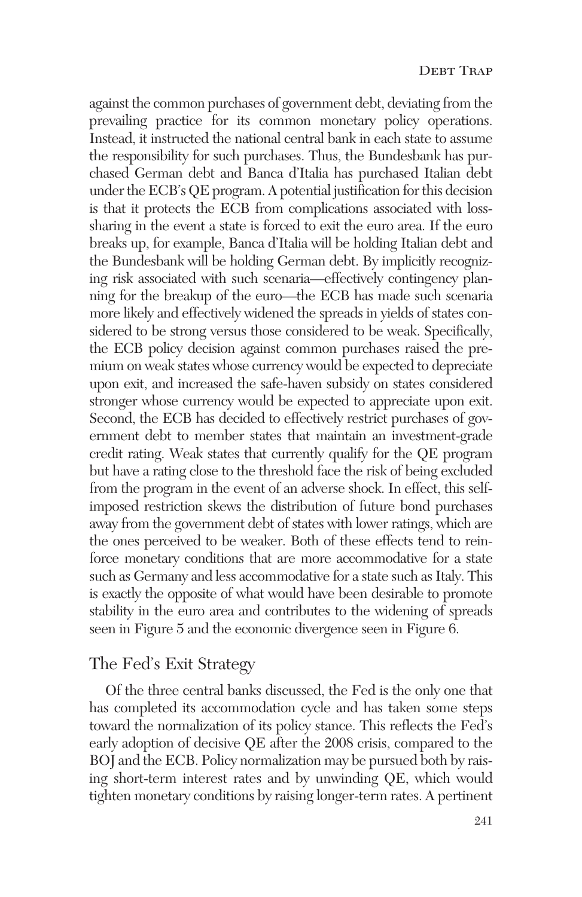against the common purchases of government debt, deviating from the prevailing practice for its common monetary policy operations. Instead, it instructed the national central bank in each state to assume the responsibility for such purchases. Thus, the Bundesbank has purchased German debt and Banca d'Italia has purchased Italian debt under the ECB's QE program. A potential justification for this decision is that it protects the ECB from complications associated with loss-sharing in the event a state is forced to exit the euro area. If the euro breaks up, for example, Banca d'Italia will be holding Italian debt and the Bundesbank will be holding German debt. By implicitly recognizing risk associated with such scenaria—effectively contingency planning for the breakup of the euro—the ECB has made such scenaria more likely and effectively widened the spreads in yields of states considered to be strong versus those considered to be weak. Specifically, the ECB policy decision against common purchases raised the premium on weak states whose currency would be expected to depreciate upon exit, and increased the safe-haven subsidy on states considered stronger whose currency would be expected to appreciate upon exit. Second, the ECB has decided to effectively restrict purchases of government debt to member states that maintain an investment-grade credit rating. Weak states that currently qualify for the QE program but have a rating close to the threshold face the risk of being excluded from the program in the event of an adverse shock. In effect, this self-imposed restriction skews the distribution of future bond purchases away from the government debt of states with lower ratings, which are the ones perceived to be weaker. Both of these effects tend to reinforce monetary conditions that are more accommodative for a state such as Germany and less accommodative for a state such as Italy. This is exactly the opposite of what would have been desirable to promote stability in the euro area and contributes to the widening of spreads seen in Figure 5 and the economic divergence seen in Figure 6.

## The Fed's Exit Strategy

Of the three central banks discussed, the Fed is the only one that has completed its accommodation cycle and has taken some steps toward the normalization of its policy stance. This reflects the Fed's early adoption of decisive QE after the 2008 crisis, compared to the BOJ and the ECB. Policy normalization may be pursued both by raising short-term interest rates and by unwinding QE, which would tighten monetary conditions by raising longer-term rates. A pertinent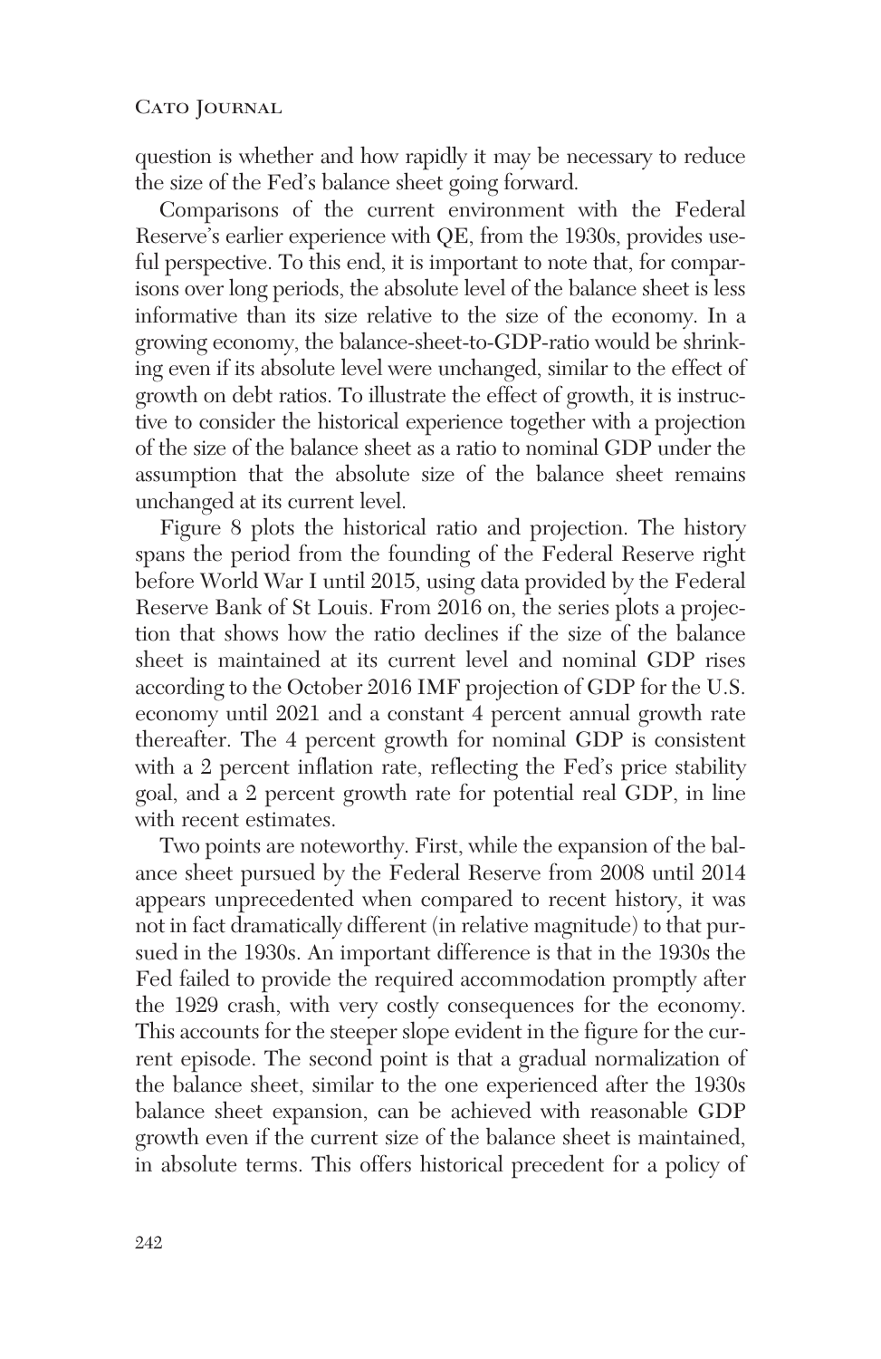question is whether and how rapidly it may be necessary to reduce the size of the Fed's balance sheet going forward.

Comparisons of the current environment with the Federal Reserve's earlier experience with QE, from the 1930s, provides useful perspective. To this end, it is important to note that, for comparisons over long periods, the absolute level of the balance sheet is less informative than its size relative to the size of the economy. In a growing economy, the balance-sheet-to-GDP-ratio would be shrinking even if its absolute level were unchanged, similar to the effect of growth on debt ratios. To illustrate the effect of growth, it is instructive to consider the historical experience together with a projection of the size of the balance sheet as a ratio to nominal GDP under the assumption that the absolute size of the balance sheet remains unchanged at its current level.

Figure 8 plots the historical ratio and projection. The history spans the period from the founding of the Federal Reserve right before World War I until 2015, using data provided by the Federal Reserve Bank of St Louis. From 2016 on, the series plots a projection that shows how the ratio declines if the size of the balance sheet is maintained at its current level and nominal GDP rises according to the October 2016 IMF projection of GDP for the U.S. economy until 2021 and a constant 4 percent annual growth rate thereafter. The 4 percent growth for nominal GDP is consistent with a 2 percent inflation rate, reflecting the Fed's price stability goal, and a 2 percent growth rate for potential real GDP, in line with recent estimates.

Two points are noteworthy. First, while the expansion of the balance sheet pursued by the Federal Reserve from 2008 until 2014 appears unprecedented when compared to recent history, it was not in fact dramatically different (in relative magnitude) to that pursued in the 1930s. An important difference is that in the 1930s the Fed failed to provide the required accommodation promptly after the 1929 crash, with very costly consequences for the economy. This accounts for the steeper slope evident in the figure for the current episode. The second point is that a gradual normalization of the balance sheet, similar to the one experienced after the 1930s balance sheet expansion, can be achieved with reasonable GDP growth even if the current size of the balance sheet is maintained, in absolute terms. This offers historical precedent for a policy of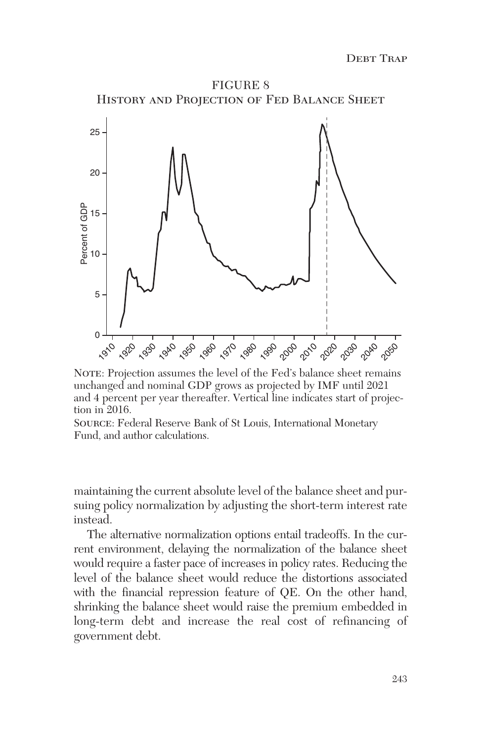FIGURE 8
History and Projection of Fed Balance Sheet

Note: Projection assumes the level of the Fed's balance sheet remains unchanged and nominal GDP grows as projected by IMF until 2021 and 4 percent per year thereafter. Vertical line indicates start of projection in 2016.

Source: Federal Reserve Bank of St Louis, International Monetary Fund, and author calculations.

maintaining the current absolute level of the balance sheet and pursuing policy normalization by adjusting the short-term interest rate instead.

The alternative normalization options entail tradeoffs. In the current environment, delaying the normalization of the balance sheet would require a faster pace of increases in policy rates. Reducing the level of the balance sheet would reduce the distortions associated with the financial repression feature of QE. On the other hand, shrinking the balance sheet would raise the premium embedded in long-term debt and increase the real cost of refinancing of government debt.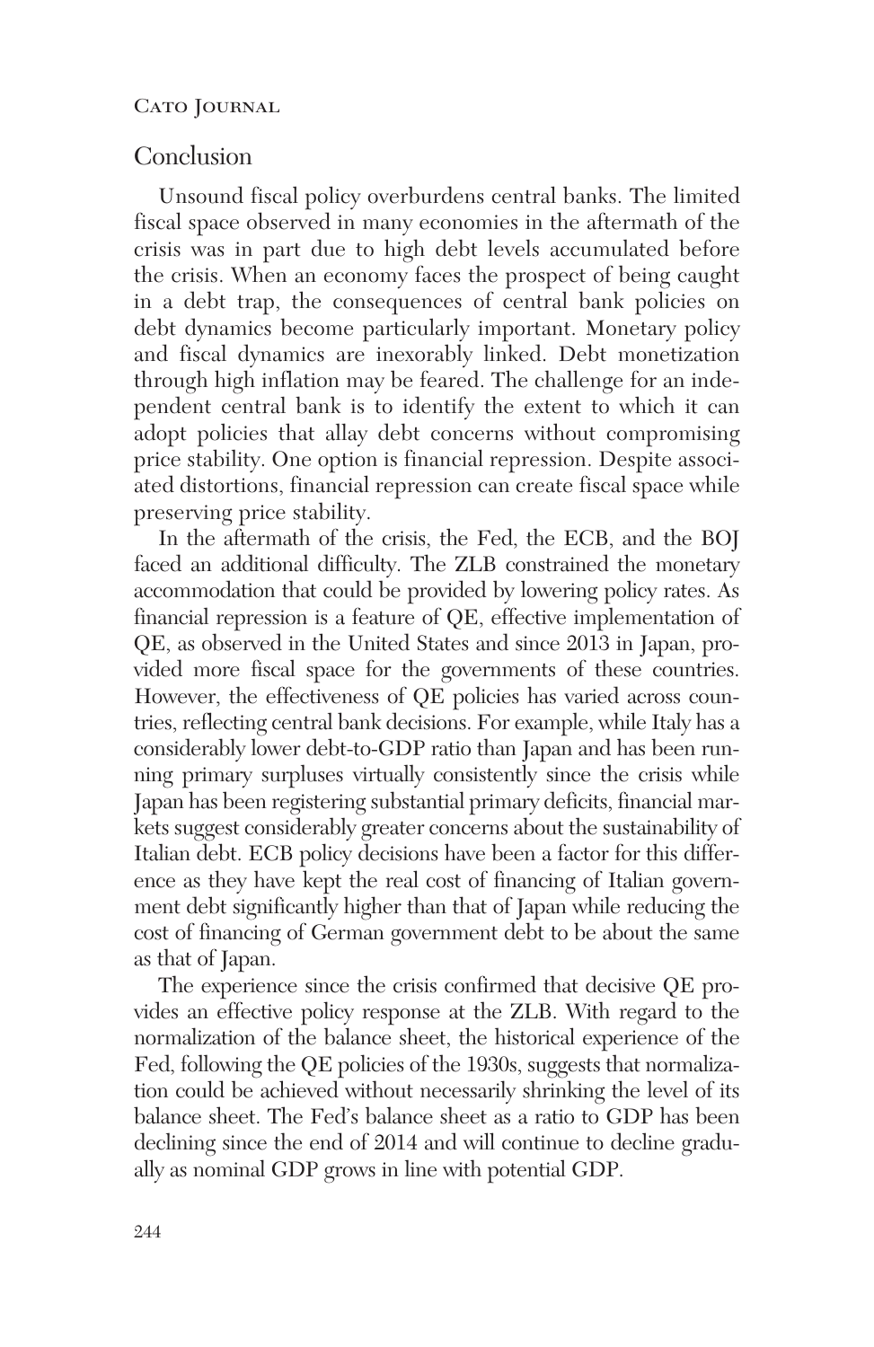## Conclusion

Unsound fiscal policy overburdens central banks. The limited fiscal space observed in many economies in the aftermath of the crisis was in part due to high debt levels accumulated before the crisis. When an economy faces the prospect of being caught in a debt trap, the consequences of central bank policies on debt dynamics become particularly important. Monetary policy and fiscal dynamics are inexorably linked. Debt monetization through high inflation may be feared. The challenge for an independent central bank is to identify the extent to which it can adopt policies that allay debt concerns without compromising price stability. One option is financial repression. Despite associated distortions, financial repression can create fiscal space while preserving price stability.

In the aftermath of the crisis, the Fed, the ECB, and the BOJ faced an additional difficulty. The ZLB constrained the monetary accommodation that could be provided by lowering policy rates. As financial repression is a feature of QE, effective implementation of QE, as observed in the United States and since 2013 in Japan, provided more fiscal space for the governments of these countries. However, the effectiveness of QE policies has varied across countries, reflecting central bank decisions. For example, while Italy has a considerably lower debt-to-GDP ratio than Japan and has been running primary surpluses virtually consistently since the crisis while Japan has been registering substantial primary deficits, financial markets suggest considerably greater concerns about the sustainability of Italian debt. ECB policy decisions have been a factor for this difference as they have kept the real cost of financing of Italian government debt significantly higher than that of Japan while reducing the cost of financing of German government debt to be about the same as that of Japan.

The experience since the crisis confirmed that decisive QE provides an effective policy response at the ZLB. With regard to the normalization of the balance sheet, the historical experience of the Fed, following the QE policies of the 1930s, suggests that normalization could be achieved without necessarily shrinking the level of its balance sheet. The Fed's balance sheet as a ratio to GDP has been declining since the end of 2014 and will continue to decline gradually as nominal GDP grows in line with potential GDP.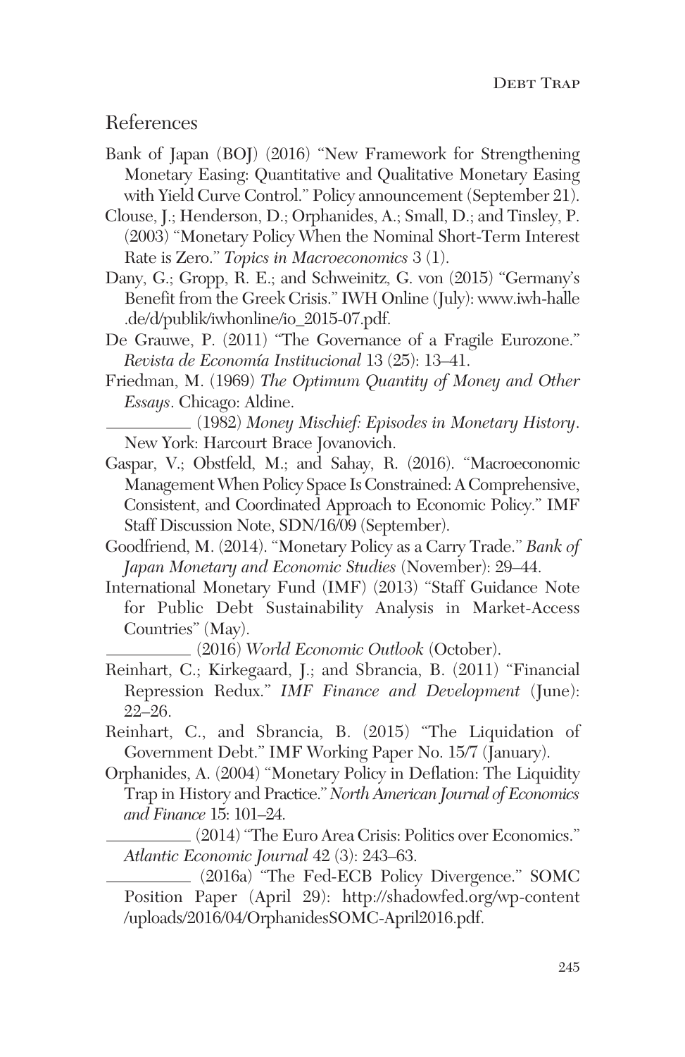## References

Bank of Japan (BOJ) (2016) "New Framework for Strengthening Monetary Easing: Quantitative and Qualitative Monetary Easing with Yield Curve Control." Policy announcement (September 21).

Clouse, J.; Henderson, D.; Orphanides, A.; Small, D.; and Tinsley, P. (2003) "Monetary Policy When the Nominal Short-Term Interest Rate is Zero." *Topics in Macroeconomics* 3 (1).

Dany, G.; Gropp, R. E.; and Schweinitz, G. von (2015) "Germany's Benefit from the Greek Crisis." IWH Online (July): www.iwh-halle.de/d/publik/iwhonline/io_2015-07.pdf.

De Grauwe, P. (2011) "The Governance of a Fragile Eurozone." *Revista de Economía Institucional* 13 (25): 13–41.

Friedman, M. (1969) *The Optimum Quantity of Money and Other Essays*. Chicago: Aldine.

__________ (1982) *Money Mischief: Episodes in Monetary History*. New York: Harcourt Brace Jovanovich.

Gaspar, V.; Obstfeld, M.; and Sahay, R. (2016). "Macroeconomic Management When Policy Space Is Constrained: A Comprehensive, Consistent, and Coordinated Approach to Economic Policy." IMF Staff Discussion Note, SDN/16/09 (September).

Goodfriend, M. (2014). "Monetary Policy as a Carry Trade." *Bank of Japan Monetary and Economic Studies* (November): 29–44.

International Monetary Fund (IMF) (2013) "Staff Guidance Note for Public Debt Sustainability Analysis in Market-Access Countries" (May).

__________ (2016) *World Economic Outlook* (October).

Reinhart, C.; Kirkegaard, J.; and Sbrancia, B. (2011) "Financial Repression Redux." *IMF Finance and Development* (June): 22–26.

Reinhart, C., and Sbrancia, B. (2015) "The Liquidation of Government Debt." IMF Working Paper No. 15/7 (January).

Orphanides, A. (2004) "Monetary Policy in Deflation: The Liquidity Trap in History and Practice." *North American Journal of Economics and Finance* 15: 101–24.

__________ (2014) "The Euro Area Crisis: Politics over Economics." *Atlantic Economic Journal* 42 (3): 243–63.

__________ (2016a) "The Fed-ECB Policy Divergence." SOMC Position Paper (April 29): http://shadowfed.org/wp-content/uploads/2016/04/OrphanidesSOMC-April2016.pdf.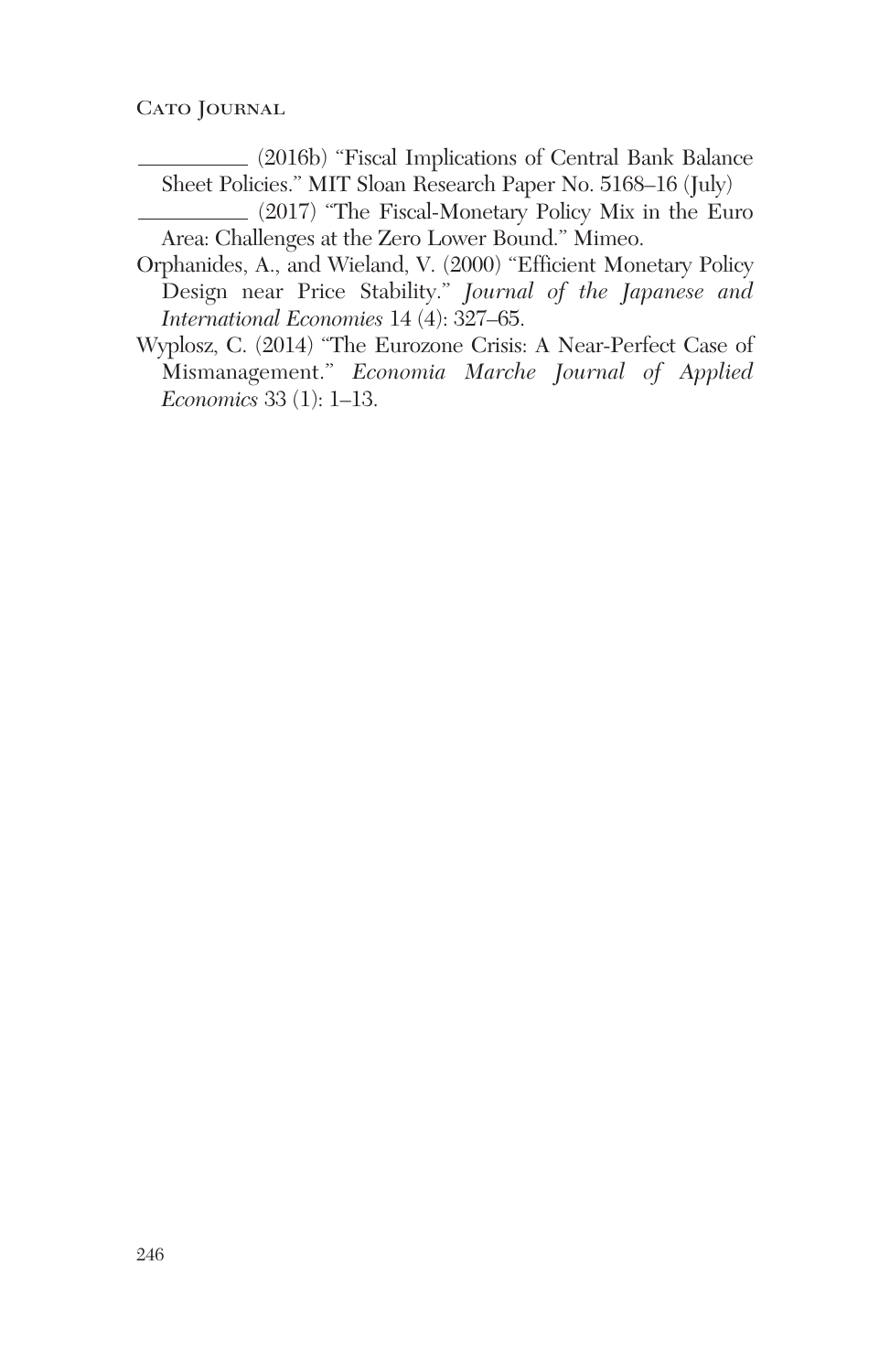\_\_\_\_\_\_\_\_\_\_ (2016b) "Fiscal Implications of Central Bank Balance Sheet Policies." MIT Sloan Research Paper No. 5168–16 (July)

\_\_\_\_\_\_\_\_\_\_ (2017) "The Fiscal-Monetary Policy Mix in the Euro Area: Challenges at the Zero Lower Bound." Mimeo.

Orphanides, A., and Wieland, V. (2000) "Efficient Monetary Policy Design near Price Stability." *Journal of the Japanese and International Economies* 14 (4): 327–65.

Wyplosz, C. (2014) "The Eurozone Crisis: A Near-Perfect Case of Mismanagement." *Economia Marche Journal of Applied Economics* 33 (1): 1–13.